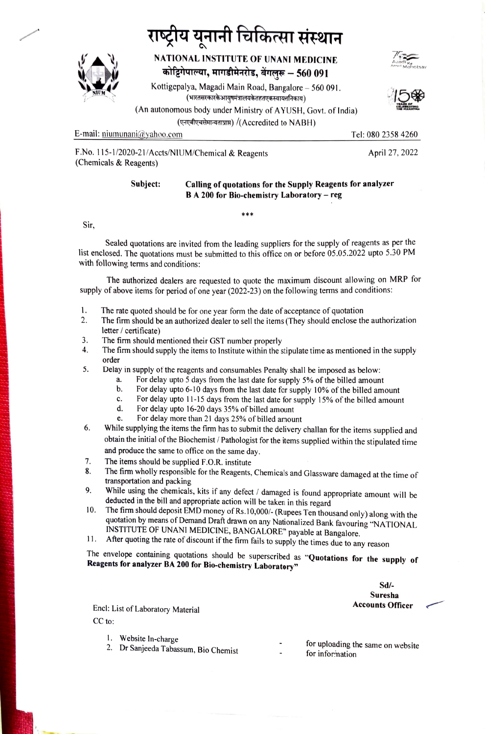# राष्ट्रीय यूनानी चिकित्सा संस्थान

**NATIONAL INSTITUTE OF UNANI MEDICINE**

**कोट्टिगेपाल्या, मागडीमेनरोड, बेंगलुरू – 560 091**

Kottigepalya, Magadi Main Road, Bangalore – 560 091.

(भारतसरकारकेआयुषमंत्रालयकेतहतएकस्वायत्तनिकाय)

(An autonomous body under Ministry of AYUSH, Govt. of India)

(एनएबीएचसेमान्यताप्राप्त) /(Accredited to NABH)

E-mail: niumunani@yahoo.com | Tel: 080 2358 4260

---

F.No. 115-1/2020-21/Accts/NIUM/Chemical & Reagents (Chemicals & Reagents)

April 27, 2022

**Subject:** **Calling of quotations for the Supply Reagents for analyzer B A 200 for Bio-chemistry Laboratory – reg**

\*\*\*

Sir,

Sealed quotations are invited from the leading suppliers for the supply of reagents as per the list enclosed. The quotations must be submitted to this office on or before 05.05.2022 upto 5.30 PM with following terms and conditions:

The authorized dealers are requested to quote the maximum discount allowing on MRP for supply of above items for period of one year (2022-23) on the following terms and conditions:

1. The rate quoted should be for one year form the date of acceptance of quotation
2. The firm should be an authorized dealer to sell the items (They should enclose the authorization letter / certificate)
3. The firm should mentioned their GST number properly
4. The firm should supply the items to Institute within the stipulate time as mentioned in the supply order
5. Delay in supply of the reagents and consumables Penalty shall be imposed as below:
   a. For delay upto 5 days from the last date for supply 5% of the billed amount
   b. For delay upto 6-10 days from the last date for supply 10% of the billed amount
   c. For delay upto 11-15 days from the last date for supply 15% of the billed amount
   d. For delay upto 16-20 days 35% of billed amount
   e. For delay more than 21 days 25% of billed amount
6. While supplying the items the firm has to submit the delivery challan for the items supplied and obtain the initial of the Biochemist / Pathologist for the items supplied within the stipulated time and produce the same to office on the same day.
7. The items should be supplied F.O.R. institute
8. The firm wholly responsible for the Reagents, Chemicals and Glassware damaged at the time of transportation and packing
9. While using the chemicals, kits if any defect / damaged is found appropriate amount will be deducted in the bill and appropriate action will be taken in this regard
10. The firm should deposit EMD money of Rs.10,000/- (Rupees Ten thousand only) along with the quotation by means of Demand Draft drawn on any Nationalized Bank favouring "NATIONAL INSTITUTE OF UNANI MEDICINE, BANGALORE" payable at Bangalore.
11. After quoting the rate of discount if the firm fails to supply the times due to any reason

The envelope containing quotations should be superscribed as **"Quotations for the supply of Reagents for analyzer BA 200 for Bio-chemistry Laboratory"**

**Sd/-**
**Suresha**
**Accounts Officer**

Encl: List of Laboratory Material

CC to:

1. Website In-charge - for uploading the same on website
2. Dr Sanjeeda Tabassum, Bio Chemist - for information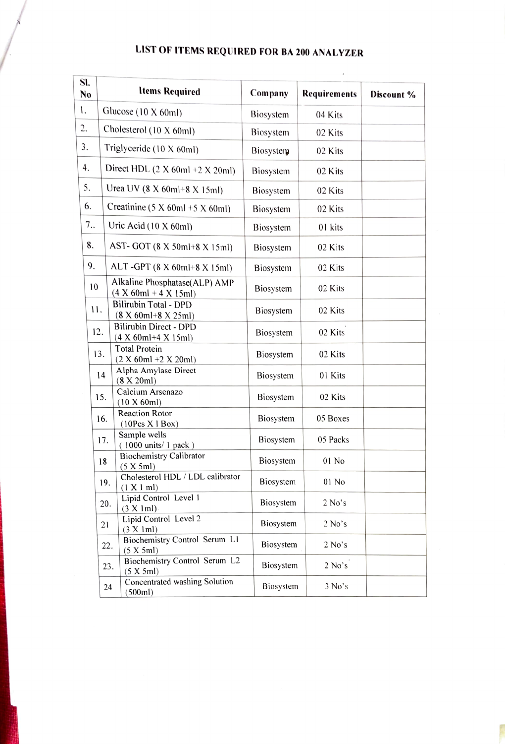# LIST OF ITEMS REQUIRED FOR BA 200 ANALYZER

| Sl. No | Items Required | Company | Requirements | Discount % |
|---|---|---|---|---|
| 1. | Glucose (10 X 60ml) | Biosystem | 04 Kits | |
| 2. | Cholesterol (10 X 60ml) | Biosystem | 02 Kits | |
| 3. | Triglyceride (10 X 60ml) | Biosystem | 02 Kits | |
| 4. | Direct HDL (2 X 60ml +2 X 20ml) | Biosystem | 02 Kits | |
| 5. | Urea UV (8 X 60ml+8 X 15ml) | Biosystem | 02 Kits | |
| 6. | Creatinine (5 X 60ml +5 X 60ml) | Biosystem | 02 Kits | |
| 7.. | Uric Acid (10 X 60ml) | Biosystem | 01 kits | |
| 8. | AST- GOT (8 X 50ml+8 X 15ml) | Biosystem | 02 Kits | |
| 9. | ALT -GPT (8 X 60ml+8 X 15ml) | Biosystem | 02 Kits | |
| 10 | Alkaline Phosphatase(ALP) AMP (4 X 60ml + 4 X 15ml) | Biosystem | 02 Kits | |
| 11. | Bilirubin Total - DPD (8 X 60ml+8 X 25ml) | Biosystem | 02 Kits | |
| 12. | Bilirubin Direct - DPD (4 X 60ml+4 X 15ml) | Biosystem | 02 Kits | |
| 13. | Total Protein (2 X 60ml +2 X 20ml) | Biosystem | 02 Kits | |
| 14 | Alpha Amylase Direct (8 X 20ml) | Biosystem | 01 Kits | |
| 15. | Calcium Arsenazo (10 X 60ml) | Biosystem | 02 Kits | |
| 16. | Reaction Rotor (10Pcs X 1 Box) | Biosystem | 05 Boxes | |
| 17. | Sample wells ( 1000 units/ 1 pack ) | Biosystem | 05 Packs | |
| 18 | Biochemistry Calibrator (5 X 5ml) | Biosystem | 01 No | |
| 19. | Cholesterol HDL / LDL calibrator (1 X 1 ml) | Biosystem | 01 No | |
| 20. | Lipid Control Level 1 (3 X 1ml) | Biosystem | 2 No's | |
| 21 | Lipid Control Level 2 (3 X 1ml) | Biosystem | 2 No's | |
| 22. | Biochemistry Control Serum L1 (5 X 5ml) | Biosystem | 2 No's | |
| 23. | Biochemistry Control Serum L2 (5 X 5ml) | Biosystem | 2 No's | |
| 24 | Concentrated washing Solution (500ml) | Biosystem | 3 No's | |